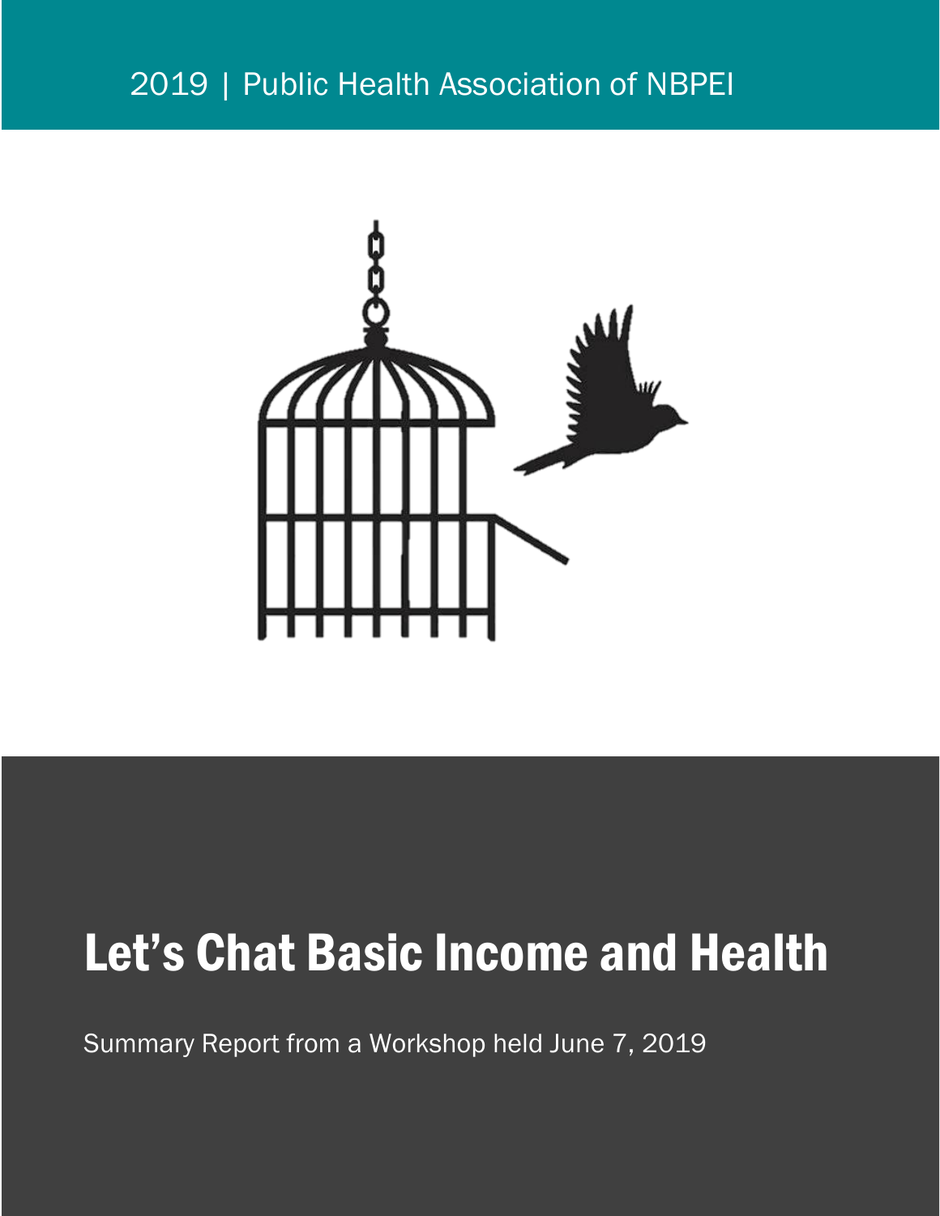2019 | Public Health Association of NBPEI

# Let's Chat Basic Income and Health

Summary Report from a Workshop held June 7, 2019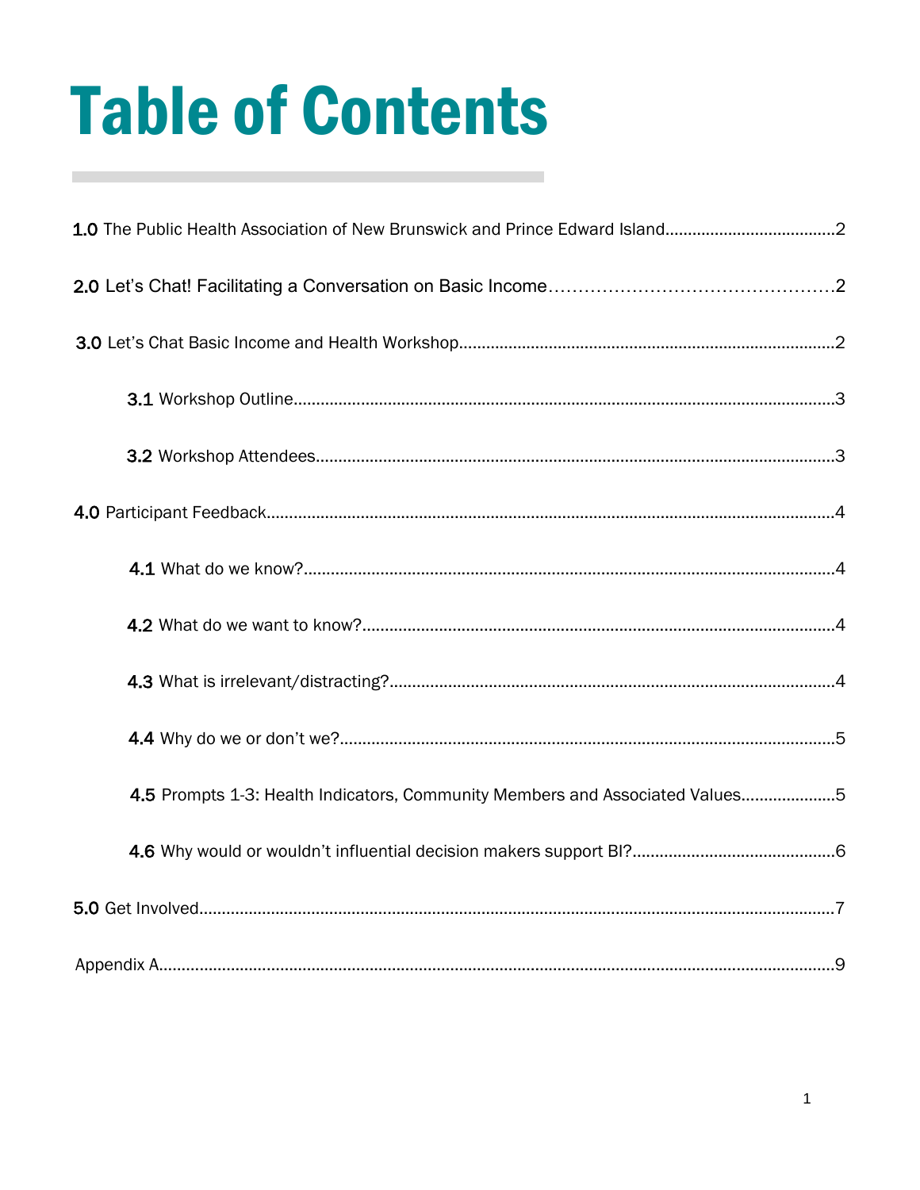# Table of Contents

**1.0** The Public Health Association of New Brunswick and Prince Edward Island....................................2

**2.0** Let's Chat! Facilitating a Conversation on Basic Income.............................................2

**3.0** Let's Chat Basic Income and Health Workshop....................................................................2

- **3.1** Workshop Outline.........................................................................................................3
- **3.2** Workshop Attendees.....................................................................................................3

**4.0** Participant Feedback.............................................................................................................4

- **4.1** What do we know?......................................................................................................4
- **4.2** What do we want to know?.........................................................................................4
- **4.3** What is irrelevant/distracting?....................................................................................4
- **4.4** Why do we or don't we?..............................................................................................5
- **4.5** Prompts 1-3: Health Indicators, Community Members and Associated Values....................5
- **4.6** Why would or wouldn't influential decision makers support BI?.............................................6

**5.0** Get Involved..........................................................................................................................7

Appendix A.....................................................................................................................................9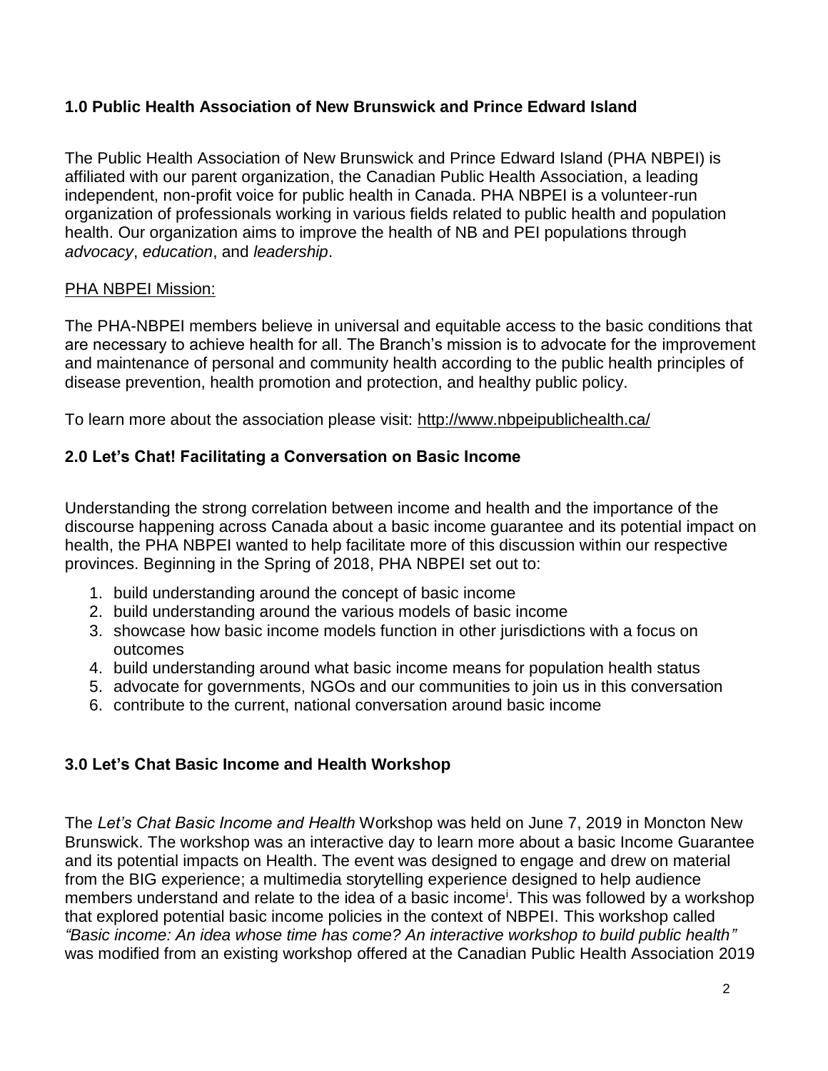## 1.0 Public Health Association of New Brunswick and Prince Edward Island

The Public Health Association of New Brunswick and Prince Edward Island (PHA NBPEI) is affiliated with our parent organization, the Canadian Public Health Association, a leading independent, non-profit voice for public health in Canada. PHA NBPEI is a volunteer-run organization of professionals working in various fields related to public health and population health. Our organization aims to improve the health of NB and PEI populations through *advocacy*, *education*, and *leadership*.

PHA NBPEI Mission:

The PHA-NBPEI members believe in universal and equitable access to the basic conditions that are necessary to achieve health for all. The Branch's mission is to advocate for the improvement and maintenance of personal and community health according to the public health principles of disease prevention, health promotion and protection, and healthy public policy.

To learn more about the association please visit: http://www.nbpeipublichealth.ca/

## 2.0 Let's Chat! Facilitating a Conversation on Basic Income

Understanding the strong correlation between income and health and the importance of the discourse happening across Canada about a basic income guarantee and its potential impact on health, the PHA NBPEI wanted to help facilitate more of this discussion within our respective provinces. Beginning in the Spring of 2018, PHA NBPEI set out to:

1. build understanding around the concept of basic income
2. build understanding around the various models of basic income
3. showcase how basic income models function in other jurisdictions with a focus on outcomes
4. build understanding around what basic income means for population health status
5. advocate for governments, NGOs and our communities to join us in this conversation
6. contribute to the current, national conversation around basic income

## 3.0 Let's Chat Basic Income and Health Workshop

The *Let's Chat Basic Income and Health* Workshop was held on June 7, 2019 in Moncton New Brunswick. The workshop was an interactive day to learn more about a basic Income Guarantee and its potential impacts on Health. The event was designed to engage and drew on material from the BIG experience; a multimedia storytelling experience designed to help audience members understand and relate to the idea of a basic income[i]. This was followed by a workshop that explored potential basic income policies in the context of NBPEI. This workshop called *"Basic income: An idea whose time has come? An interactive workshop to build public health"* was modified from an existing workshop offered at the Canadian Public Health Association 2019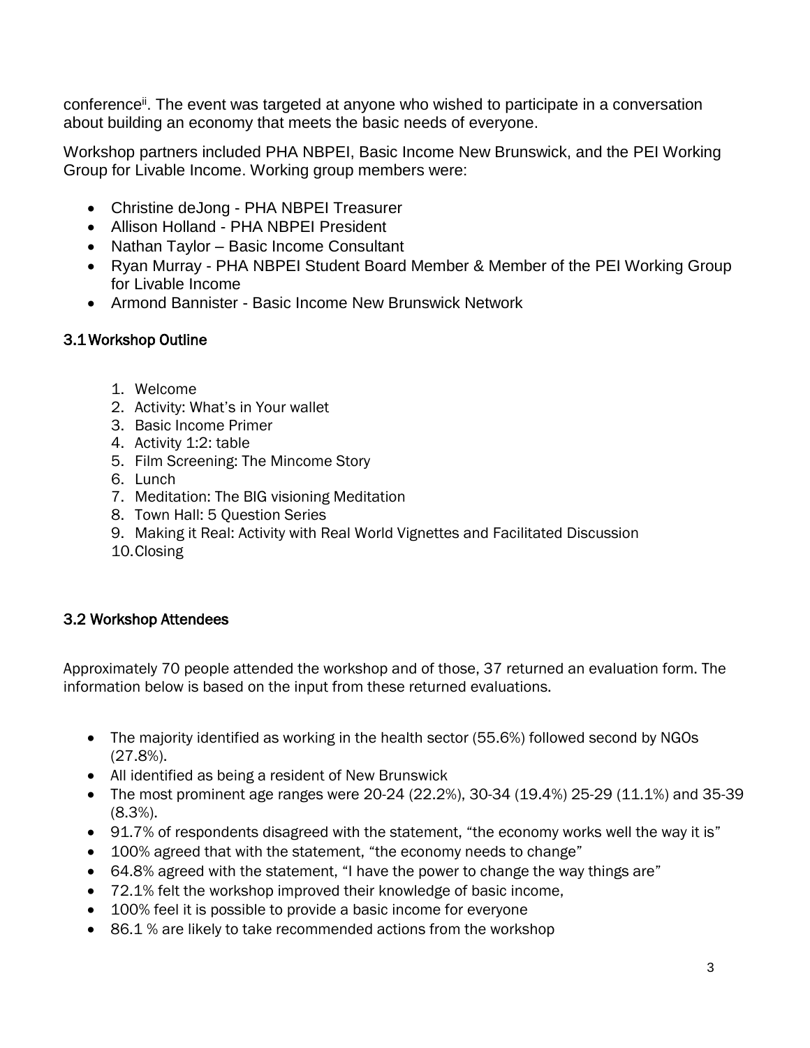conference[ii]. The event was targeted at anyone who wished to participate in a conversation about building an economy that meets the basic needs of everyone.

Workshop partners included PHA NBPEI, Basic Income New Brunswick, and the PEI Working Group for Livable Income. Working group members were:

- Christine deJong - PHA NBPEI Treasurer
- Allison Holland - PHA NBPEI President
- Nathan Taylor – Basic Income Consultant
- Ryan Murray - PHA NBPEI Student Board Member & Member of the PEI Working Group for Livable Income
- Armond Bannister - Basic Income New Brunswick Network

### 3.1 Workshop Outline

1. Welcome
2. Activity: What's in Your wallet
3. Basic Income Primer
4. Activity 1:2: table
5. Film Screening: The Mincome Story
6. Lunch
7. Meditation: The BIG visioning Meditation
8. Town Hall: 5 Question Series
9. Making it Real: Activity with Real World Vignettes and Facilitated Discussion
10. Closing

### 3.2 Workshop Attendees

Approximately 70 people attended the workshop and of those, 37 returned an evaluation form. The information below is based on the input from these returned evaluations.

- The majority identified as working in the health sector (55.6%) followed second by NGOs (27.8%).
- All identified as being a resident of New Brunswick
- The most prominent age ranges were 20-24 (22.2%), 30-34 (19.4%) 25-29 (11.1%) and 35-39 (8.3%).
- 91.7% of respondents disagreed with the statement, "the economy works well the way it is"
- 100% agreed that with the statement, "the economy needs to change"
- 64.8% agreed with the statement, "I have the power to change the way things are"
- 72.1% felt the workshop improved their knowledge of basic income,
- 100% feel it is possible to provide a basic income for everyone
- 86.1 % are likely to take recommended actions from the workshop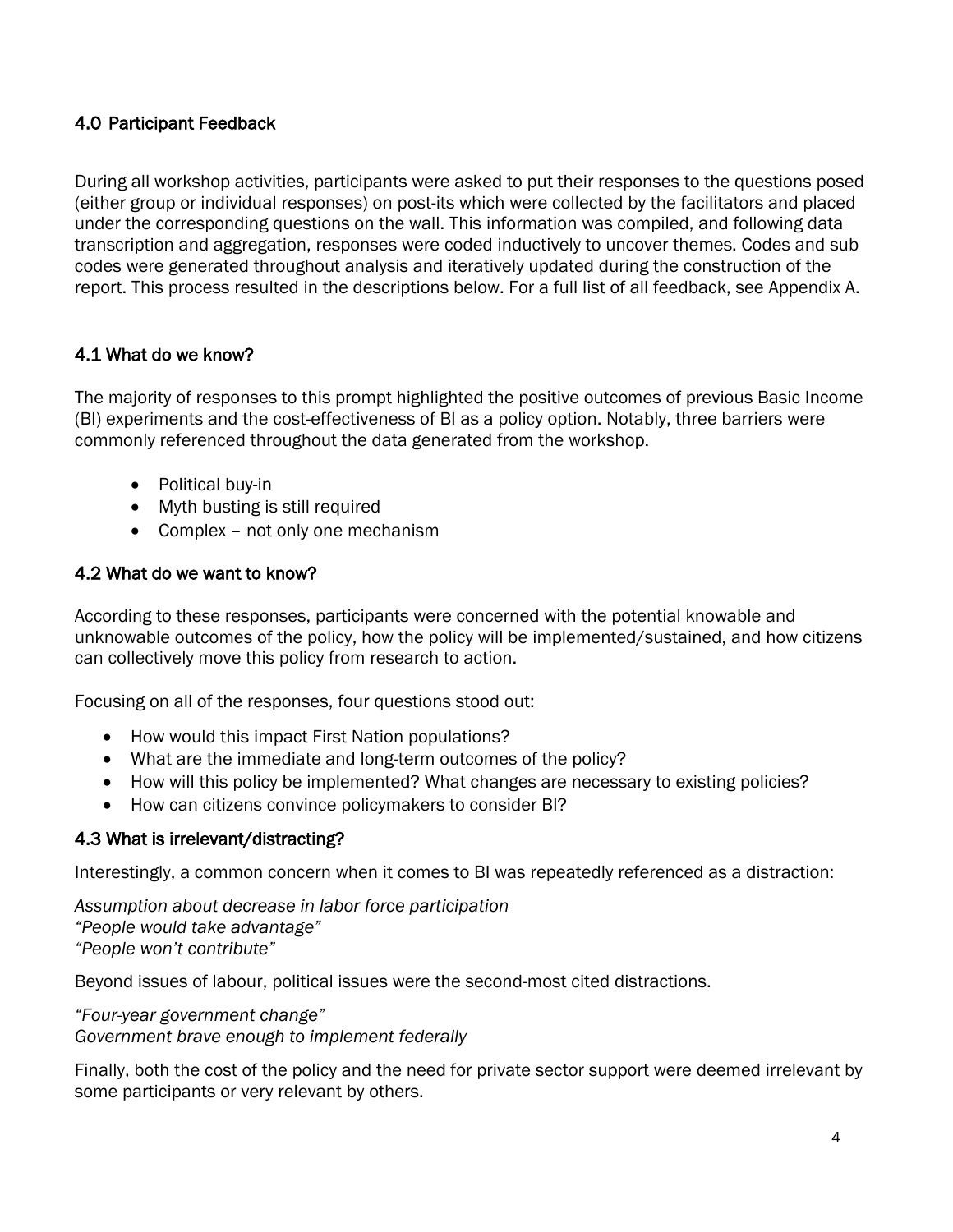## 4.0 Participant Feedback

During all workshop activities, participants were asked to put their responses to the questions posed (either group or individual responses) on post-its which were collected by the facilitators and placed under the corresponding questions on the wall. This information was compiled, and following data transcription and aggregation, responses were coded inductively to uncover themes. Codes and sub codes were generated throughout analysis and iteratively updated during the construction of the report. This process resulted in the descriptions below. For a full list of all feedback, see Appendix A.

### 4.1 What do we know?

The majority of responses to this prompt highlighted the positive outcomes of previous Basic Income (BI) experiments and the cost-effectiveness of BI as a policy option. Notably, three barriers were commonly referenced throughout the data generated from the workshop.

- Political buy-in
- Myth busting is still required
- Complex – not only one mechanism

### 4.2 What do we want to know?

According to these responses, participants were concerned with the potential knowable and unknowable outcomes of the policy, how the policy will be implemented/sustained, and how citizens can collectively move this policy from research to action.

Focusing on all of the responses, four questions stood out:

- How would this impact First Nation populations?
- What are the immediate and long-term outcomes of the policy?
- How will this policy be implemented? What changes are necessary to existing policies?
- How can citizens convince policymakers to consider BI?

### 4.3 What is irrelevant/distracting?

Interestingly, a common concern when it comes to BI was repeatedly referenced as a distraction:

*Assumption about decrease in labor force participation*
*“People would take advantage”*
*“People won’t contribute”*

Beyond issues of labour, political issues were the second-most cited distractions.

*“Four-year government change”*
*Government brave enough to implement federally*

Finally, both the cost of the policy and the need for private sector support were deemed irrelevant by some participants or very relevant by others.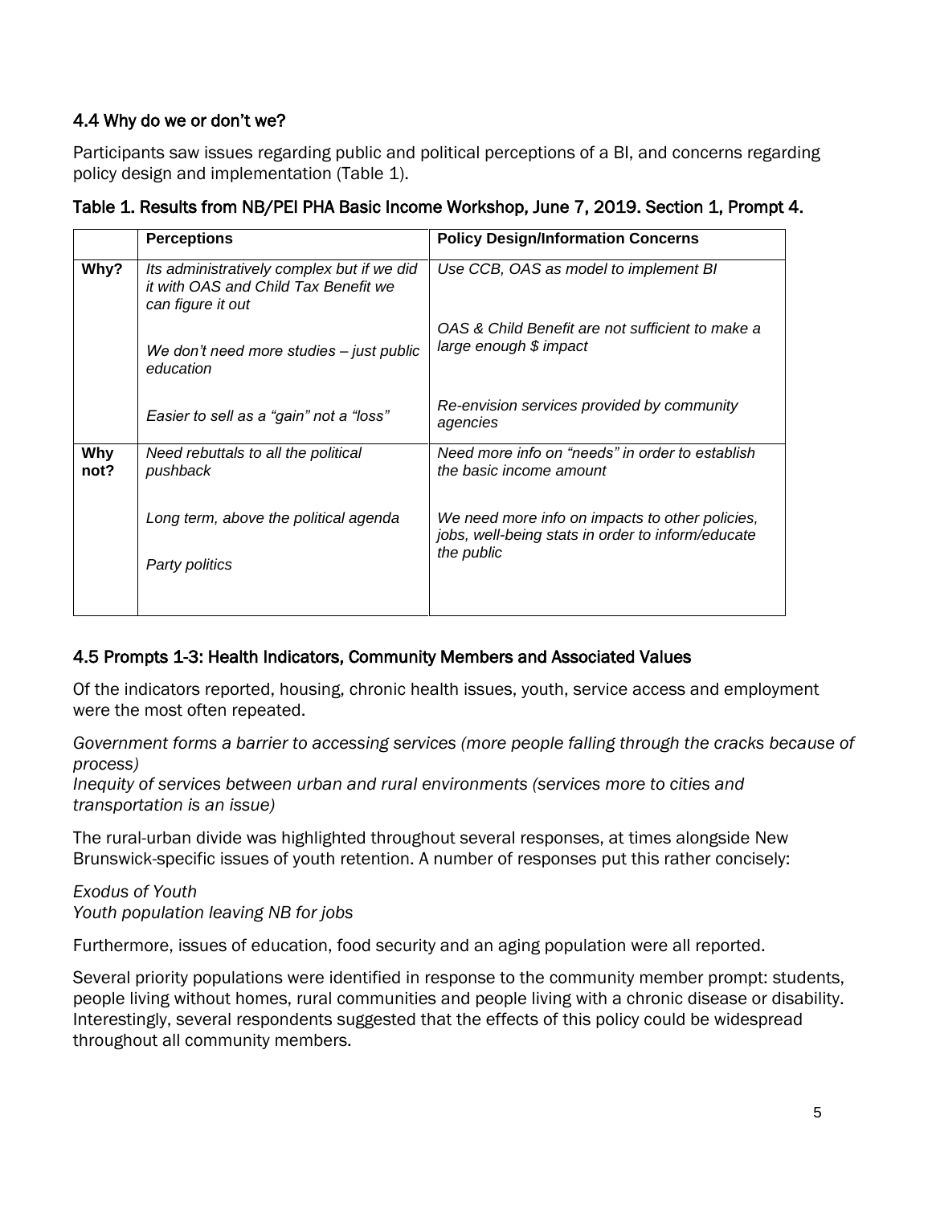### 4.4 Why do we or don't we?

Participants saw issues regarding public and political perceptions of a BI, and concerns regarding policy design and implementation (Table 1).

**Table 1. Results from NB/PEI PHA Basic Income Workshop, June 7, 2019. Section 1, Prompt 4.**

| | **Perceptions** | **Policy Design/Information Concerns** |
|---|---|---|
| **Why?** | *Its administratively complex but if we did it with OAS and Child Tax Benefit we can figure it out*<br><br>*We don't need more studies – just public education*<br><br>*Easier to sell as a "gain" not a "loss"* | *Use CCB, OAS as model to implement BI*<br><br>*OAS & Child Benefit are not sufficient to make a large enough $ impact*<br><br>*Re-envision services provided by community agencies* |
| **Why not?** | *Need rebuttals to all the political pushback*<br><br>*Long term, above the political agenda*<br><br>*Party politics* | *Need more info on "needs" in order to establish the basic income amount*<br><br>*We need more info on impacts to other policies, jobs, well-being stats in order to inform/educate the public* |

### 4.5 Prompts 1-3: Health Indicators, Community Members and Associated Values

Of the indicators reported, housing, chronic health issues, youth, service access and employment were the most often repeated.

*Government forms a barrier to accessing services (more people falling through the cracks because of process)*
*Inequity of services between urban and rural environments (services more to cities and transportation is an issue)*

The rural-urban divide was highlighted throughout several responses, at times alongside New Brunswick-specific issues of youth retention. A number of responses put this rather concisely:

*Exodus of Youth*
*Youth population leaving NB for jobs*

Furthermore, issues of education, food security and an aging population were all reported.

Several priority populations were identified in response to the community member prompt: students, people living without homes, rural communities and people living with a chronic disease or disability. Interestingly, several respondents suggested that the effects of this policy could be widespread throughout all community members.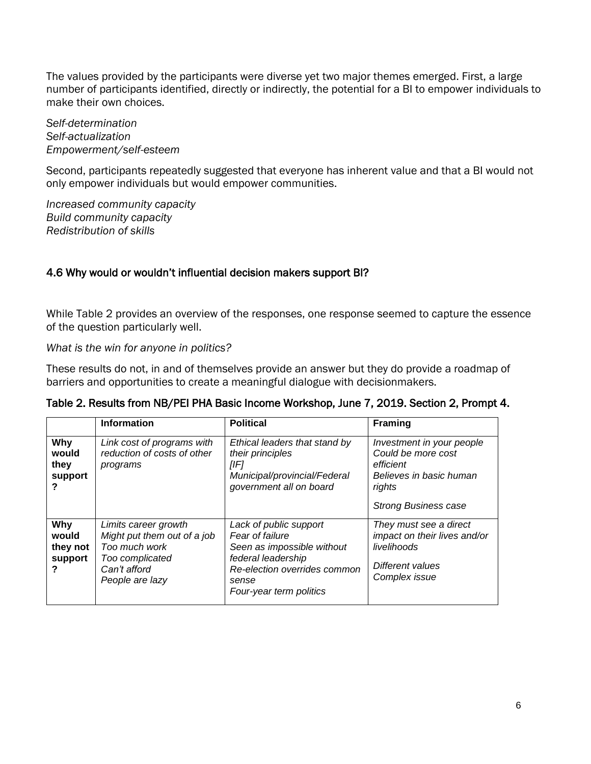The values provided by the participants were diverse yet two major themes emerged. First, a large number of participants identified, directly or indirectly, the potential for a BI to empower individuals to make their own choices.

*Self-determination*
*Self-actualization*
*Empowerment/self-esteem*

Second, participants repeatedly suggested that everyone has inherent value and that a BI would not only empower individuals but would empower communities.

*Increased community capacity*
*Build community capacity*
*Redistribution of skills*

### 4.6 Why would or wouldn't influential decision makers support BI?

While Table 2 provides an overview of the responses, one response seemed to capture the essence of the question particularly well.

*What is the win for anyone in politics?*

These results do not, in and of themselves provide an answer but they do provide a roadmap of barriers and opportunities to create a meaningful dialogue with decisionmakers.

**Table 2. Results from NB/PEI PHA Basic Income Workshop, June 7, 2019. Section 2, Prompt 4.**

| | Information | Political | Framing |
|---|---|---|---|
| **Why would they support?** | *Link cost of programs with reduction of costs of other programs* | *Ethical leaders that stand by their principles*<br>*[IF]*<br>*Municipal/provincial/Federal government all on board* | *Investment in your people*<br>*Could be more cost efficient*<br>*Believes in basic human rights*<br>*Strong Business case* |
| **Why would they not support?** | *Limits career growth*<br>*Might put them out of a job*<br>*Too much work*<br>*Too complicated*<br>*Can't afford*<br>*People are lazy* | *Lack of public support*<br>*Fear of failure*<br>*Seen as impossible without federal leadership*<br>*Re-election overrides common sense*<br>*Four-year term politics* | *They must see a direct impact on their lives and/or livelihoods*<br>*Different values*<br>*Complex issue* |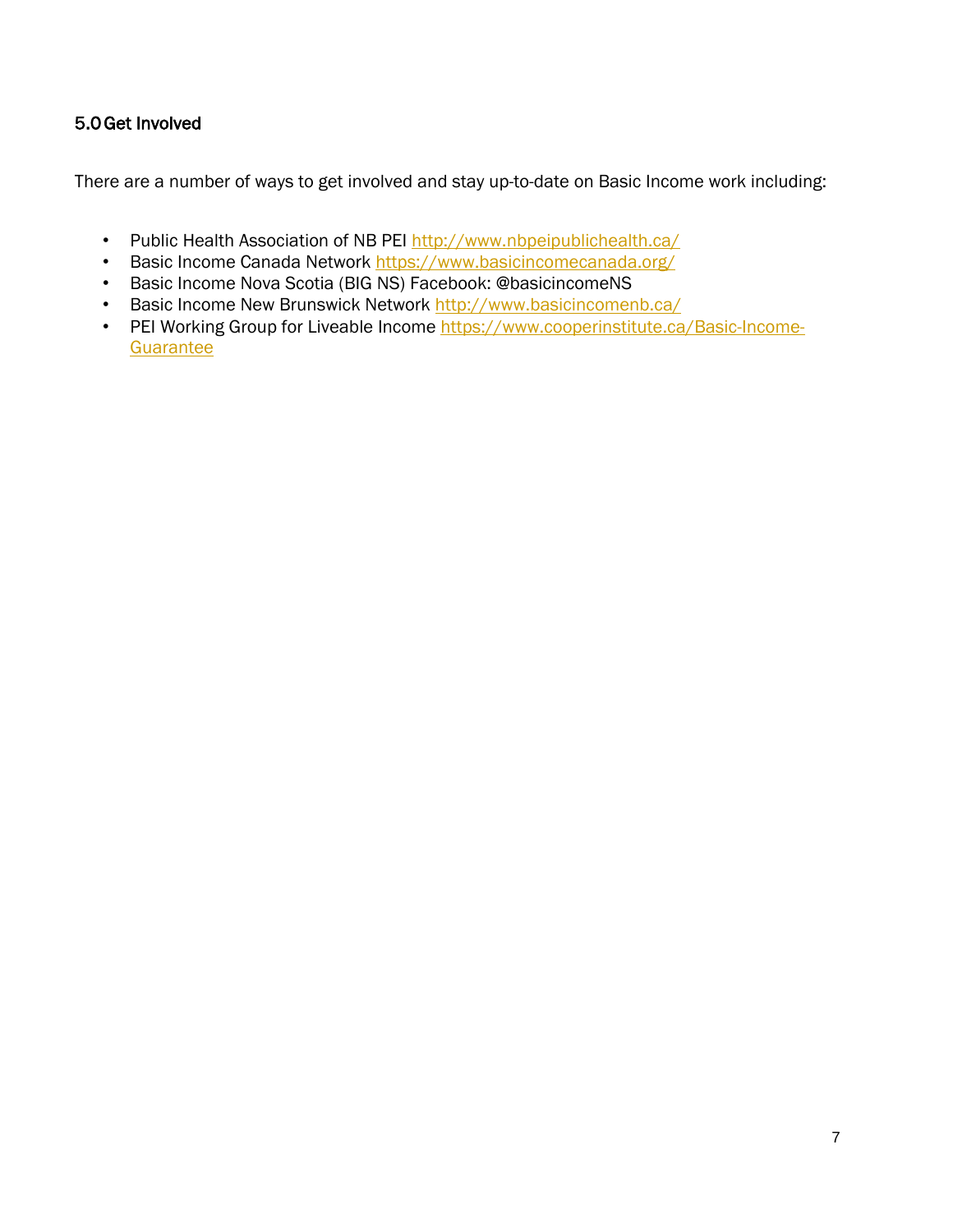## 5.0 Get Involved

There are a number of ways to get involved and stay up-to-date on Basic Income work including:

- Public Health Association of NB PEI http://www.nbpeipublichealth.ca/
- Basic Income Canada Network https://www.basicincomecanada.org/
- Basic Income Nova Scotia (BIG NS) Facebook: @basicincomeNS
- Basic Income New Brunswick Network http://www.basicincomenb.ca/
- PEI Working Group for Liveable Income https://www.cooperinstitute.ca/Basic-Income-Guarantee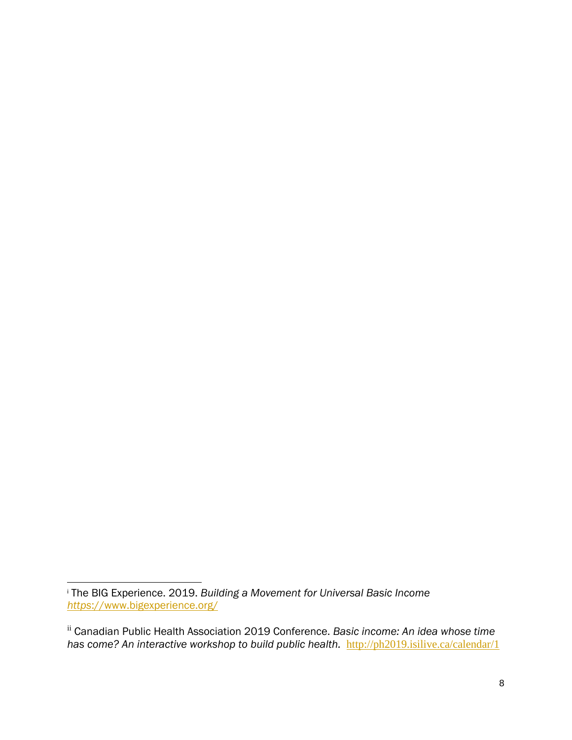[i] The BIG Experience. 2019. *Building a Movement for Universal Basic Income* *https://www.bigexperience.org/*

[ii] Canadian Public Health Association 2019 Conference. *Basic income: An idea whose time has come? An interactive workshop to build public health.* http://ph2019.isilive.ca/calendar/1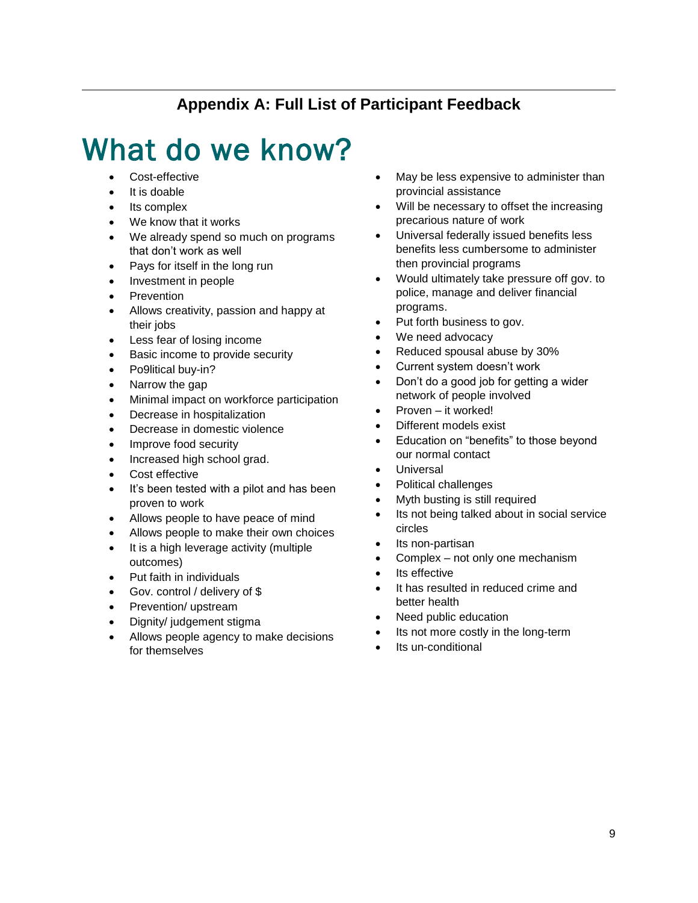## Appendix A: Full List of Participant Feedback

# What do we know?

- Cost-effective
- It is doable
- Its complex
- We know that it works
- We already spend so much on programs that don't work as well
- Pays for itself in the long run
- Investment in people
- Prevention
- Allows creativity, passion and happy at their jobs
- Less fear of losing income
- Basic income to provide security
- Po9litical buy-in?
- Narrow the gap
- Minimal impact on workforce participation
- Decrease in hospitalization
- Decrease in domestic violence
- Improve food security
- Increased high school grad.
- Cost effective
- It's been tested with a pilot and has been proven to work
- Allows people to have peace of mind
- Allows people to make their own choices
- It is a high leverage activity (multiple outcomes)
- Put faith in individuals
- Gov. control / delivery of $
- Prevention/ upstream
- Dignity/ judgement stigma
- Allows people agency to make decisions for themselves
- May be less expensive to administer than provincial assistance
- Will be necessary to offset the increasing precarious nature of work
- Universal federally issued benefits less benefits less cumbersome to administer then provincial programs
- Would ultimately take pressure off gov. to police, manage and deliver financial programs.
- Put forth business to gov.
- We need advocacy
- Reduced spousal abuse by 30%
- Current system doesn't work
- Don't do a good job for getting a wider network of people involved
- Proven – it worked!
- Different models exist
- Education on "benefits" to those beyond our normal contact
- Universal
- Political challenges
- Myth busting is still required
- Its not being talked about in social service circles
- Its non-partisan
- Complex – not only one mechanism
- Its effective
- It has resulted in reduced crime and better health
- Need public education
- Its not more costly in the long-term
- Its un-conditional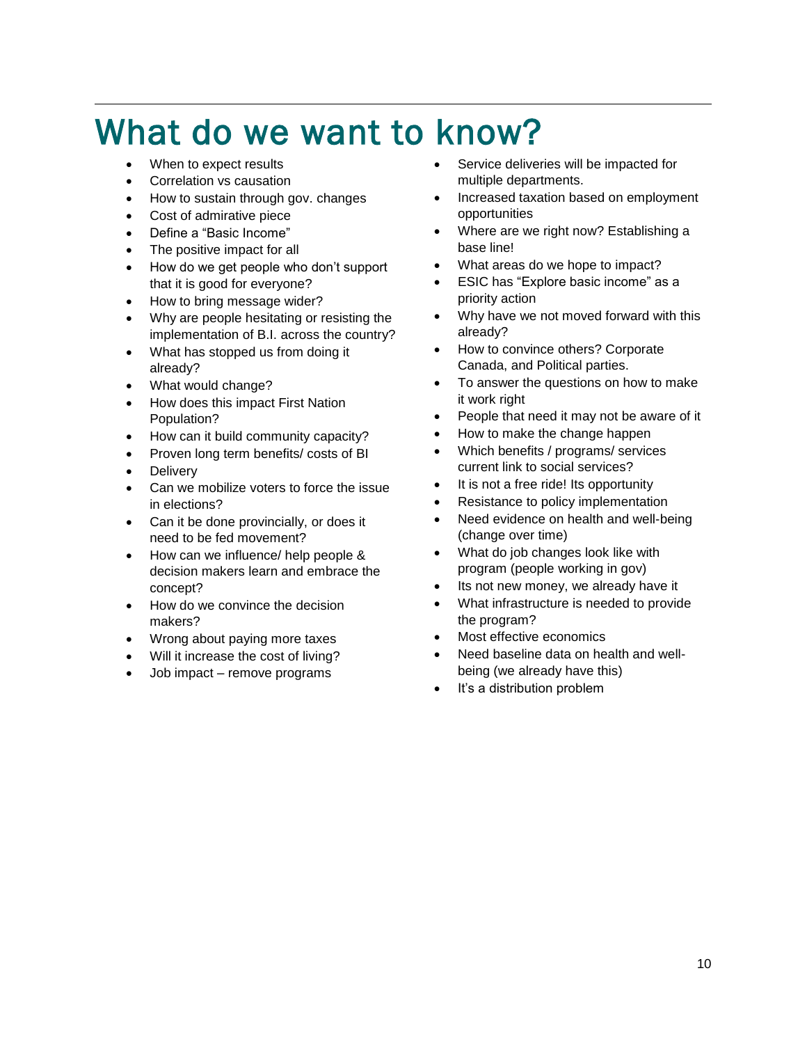# What do we want to know?

- When to expect results
- Correlation vs causation
- How to sustain through gov. changes
- Cost of admirative piece
- Define a "Basic Income"
- The positive impact for all
- How do we get people who don't support that it is good for everyone?
- How to bring message wider?
- Why are people hesitating or resisting the implementation of B.I. across the country?
- What has stopped us from doing it already?
- What would change?
- How does this impact First Nation Population?
- How can it build community capacity?
- Proven long term benefits/ costs of BI
- Delivery
- Can we mobilize voters to force the issue in elections?
- Can it be done provincially, or does it need to be fed movement?
- How can we influence/ help people & decision makers learn and embrace the concept?
- How do we convince the decision makers?
- Wrong about paying more taxes
- Will it increase the cost of living?
- Job impact – remove programs
- Service deliveries will be impacted for multiple departments.
- Increased taxation based on employment opportunities
- Where are we right now? Establishing a base line!
- What areas do we hope to impact?
- ESIC has "Explore basic income" as a priority action
- Why have we not moved forward with this already?
- How to convince others? Corporate Canada, and Political parties.
- To answer the questions on how to make it work right
- People that need it may not be aware of it
- How to make the change happen
- Which benefits / programs/ services current link to social services?
- It is not a free ride! Its opportunity
- Resistance to policy implementation
- Need evidence on health and well-being (change over time)
- What do job changes look like with program (people working in gov)
- Its not new money, we already have it
- What infrastructure is needed to provide the program?
- Most effective economics
- Need baseline data on health and well-being (we already have this)
- It's a distribution problem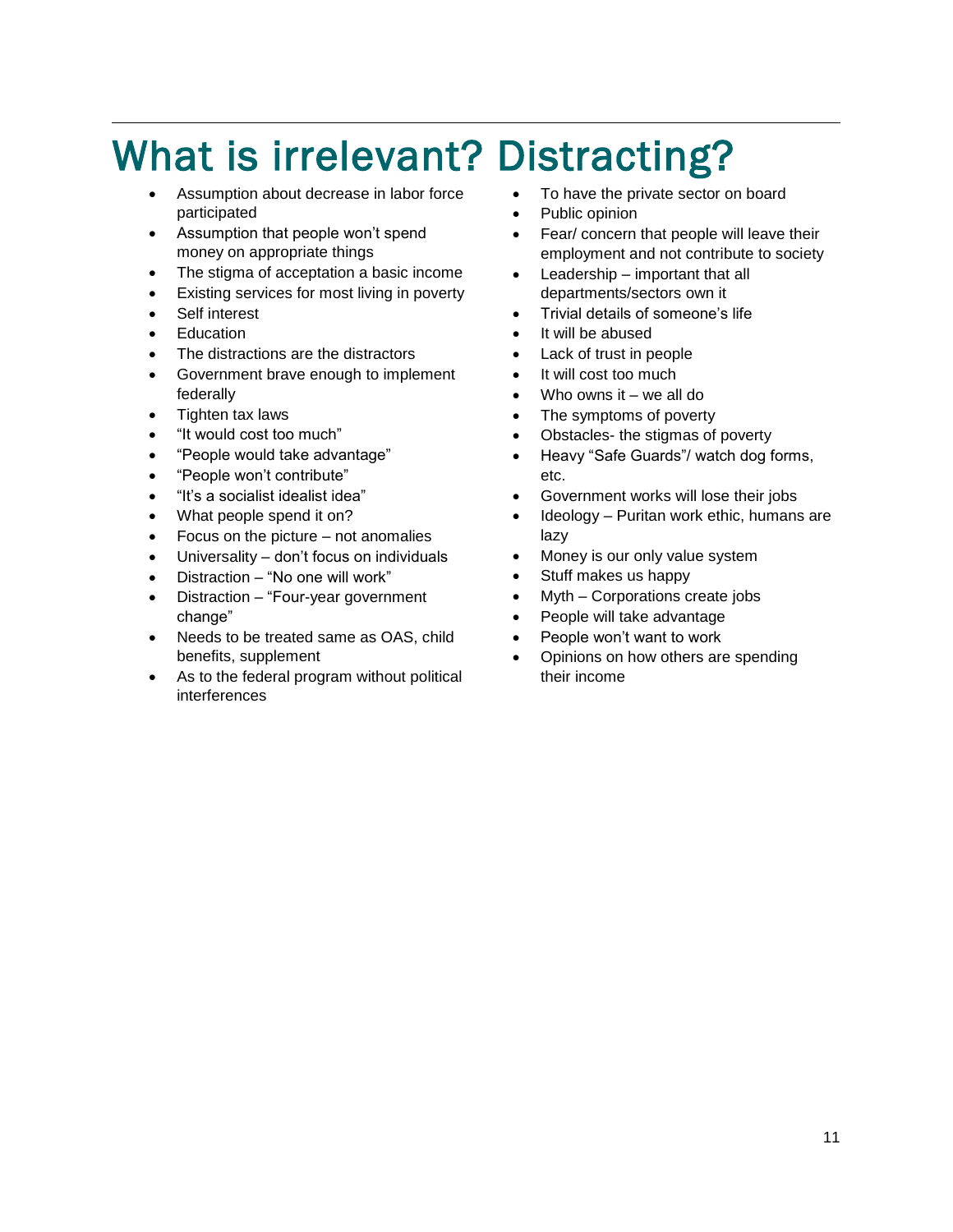# What is irrelevant? Distracting?

- Assumption about decrease in labor force participated
- Assumption that people won't spend money on appropriate things
- The stigma of acceptation a basic income
- Existing services for most living in poverty
- Self interest
- Education
- The distractions are the distractors
- Government brave enough to implement federally
- Tighten tax laws
- "It would cost too much"
- "People would take advantage"
- "People won't contribute"
- "It's a socialist idealist idea"
- What people spend it on?
- Focus on the picture – not anomalies
- Universality – don't focus on individuals
- Distraction – "No one will work"
- Distraction – "Four-year government change"
- Needs to be treated same as OAS, child benefits, supplement
- As to the federal program without political interferences
- To have the private sector on board
- Public opinion
- Fear/ concern that people will leave their employment and not contribute to society
- Leadership – important that all departments/sectors own it
- Trivial details of someone's life
- It will be abused
- Lack of trust in people
- It will cost too much
- Who owns it – we all do
- The symptoms of poverty
- Obstacles- the stigmas of poverty
- Heavy "Safe Guards"/ watch dog forms, etc.
- Government works will lose their jobs
- Ideology – Puritan work ethic, humans are lazy
- Money is our only value system
- Stuff makes us happy
- Myth – Corporations create jobs
- People will take advantage
- People won't want to work
- Opinions on how others are spending their income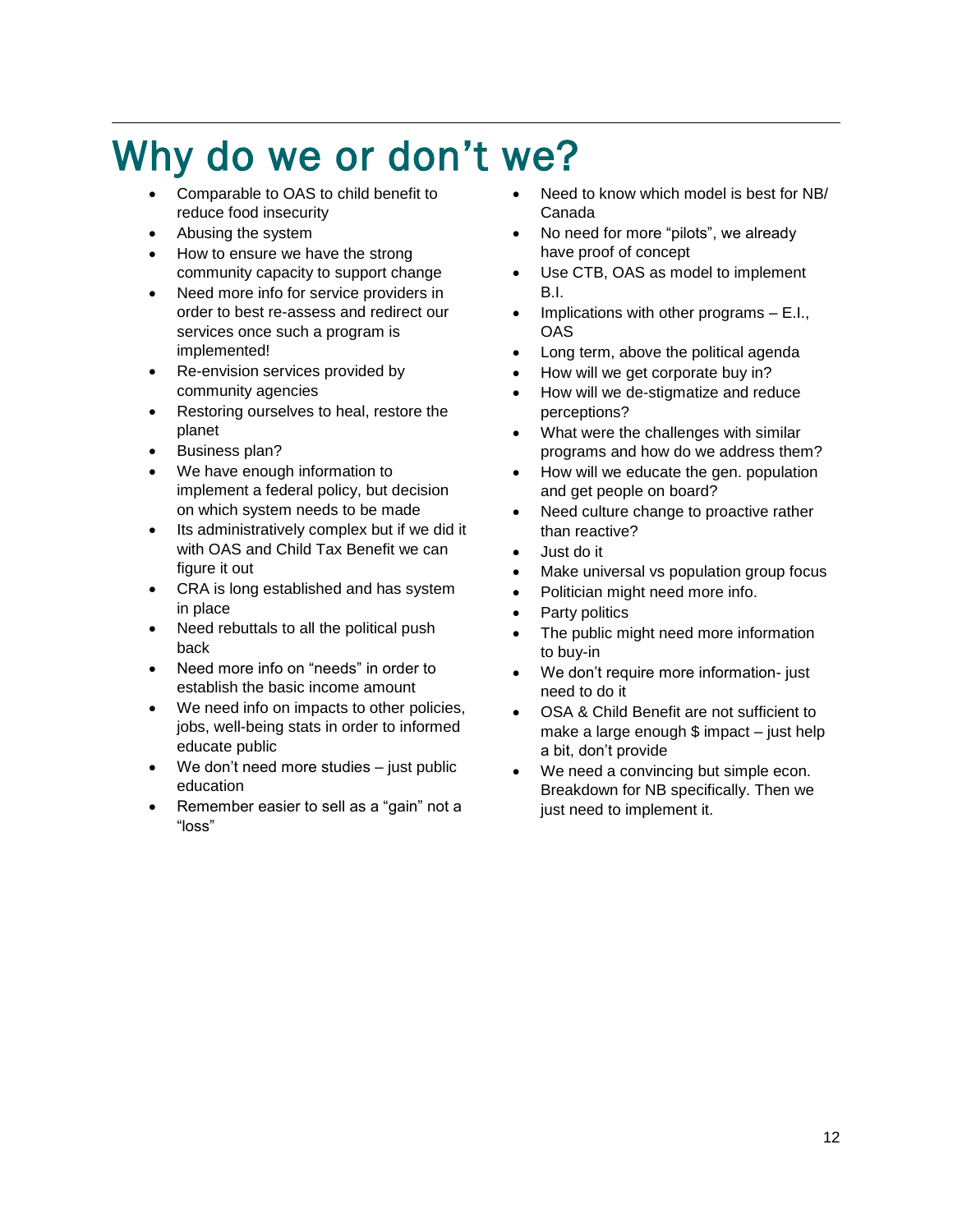# Why do we or don't we?

- Comparable to OAS to child benefit to reduce food insecurity
- Abusing the system
- How to ensure we have the strong community capacity to support change
- Need more info for service providers in order to best re-assess and redirect our services once such a program is implemented!
- Re-envision services provided by community agencies
- Restoring ourselves to heal, restore the planet
- Business plan?
- We have enough information to implement a federal policy, but decision on which system needs to be made
- Its administratively complex but if we did it with OAS and Child Tax Benefit we can figure it out
- CRA is long established and has system in place
- Need rebuttals to all the political push back
- Need more info on "needs" in order to establish the basic income amount
- We need info on impacts to other policies, jobs, well-being stats in order to informed educate public
- We don't need more studies – just public education
- Remember easier to sell as a "gain" not a "loss"
- Need to know which model is best for NB/ Canada
- No need for more "pilots", we already have proof of concept
- Use CTB, OAS as model to implement B.I.
- Implications with other programs – E.I., OAS
- Long term, above the political agenda
- How will we get corporate buy in?
- How will we de-stigmatize and reduce perceptions?
- What were the challenges with similar programs and how do we address them?
- How will we educate the gen. population and get people on board?
- Need culture change to proactive rather than reactive?
- Just do it
- Make universal vs population group focus
- Politician might need more info.
- Party politics
- The public might need more information to buy-in
- We don't require more information- just need to do it
- OSA & Child Benefit are not sufficient to make a large enough $ impact – just help a bit, don't provide
- We need a convincing but simple econ. Breakdown for NB specifically. Then we just need to implement it.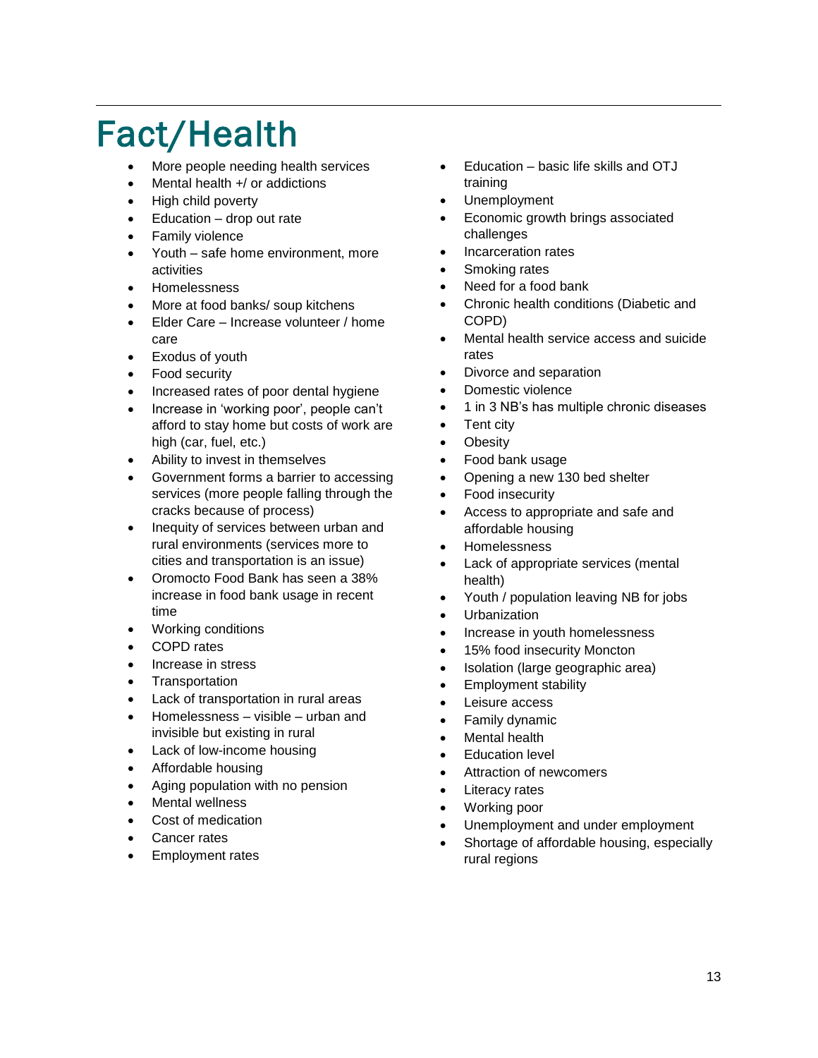# Fact/Health

- More people needing health services
- Mental health +/ or addictions
- High child poverty
- Education – drop out rate
- Family violence
- Youth – safe home environment, more activities
- Homelessness
- More at food banks/ soup kitchens
- Elder Care – Increase volunteer / home care
- Exodus of youth
- Food security
- Increased rates of poor dental hygiene
- Increase in 'working poor', people can't afford to stay home but costs of work are high (car, fuel, etc.)
- Ability to invest in themselves
- Government forms a barrier to accessing services (more people falling through the cracks because of process)
- Inequity of services between urban and rural environments (services more to cities and transportation is an issue)
- Oromocto Food Bank has seen a 38% increase in food bank usage in recent time
- Working conditions
- COPD rates
- Increase in stress
- Transportation
- Lack of transportation in rural areas
- Homelessness – visible – urban and invisible but existing in rural
- Lack of low-income housing
- Affordable housing
- Aging population with no pension
- Mental wellness
- Cost of medication
- Cancer rates
- Employment rates
- Education – basic life skills and OTJ training
- Unemployment
- Economic growth brings associated challenges
- Incarceration rates
- Smoking rates
- Need for a food bank
- Chronic health conditions (Diabetic and COPD)
- Mental health service access and suicide rates
- Divorce and separation
- Domestic violence
- 1 in 3 NB's has multiple chronic diseases
- Tent city
- Obesity
- Food bank usage
- Opening a new 130 bed shelter
- Food insecurity
- Access to appropriate and safe and affordable housing
- Homelessness
- Lack of appropriate services (mental health)
- Youth / population leaving NB for jobs
- Urbanization
- Increase in youth homelessness
- 15% food insecurity Moncton
- Isolation (large geographic area)
- Employment stability
- Leisure access
- Family dynamic
- Mental health
- Education level
- Attraction of newcomers
- Literacy rates
- Working poor
- Unemployment and under employment
- Shortage of affordable housing, especially rural regions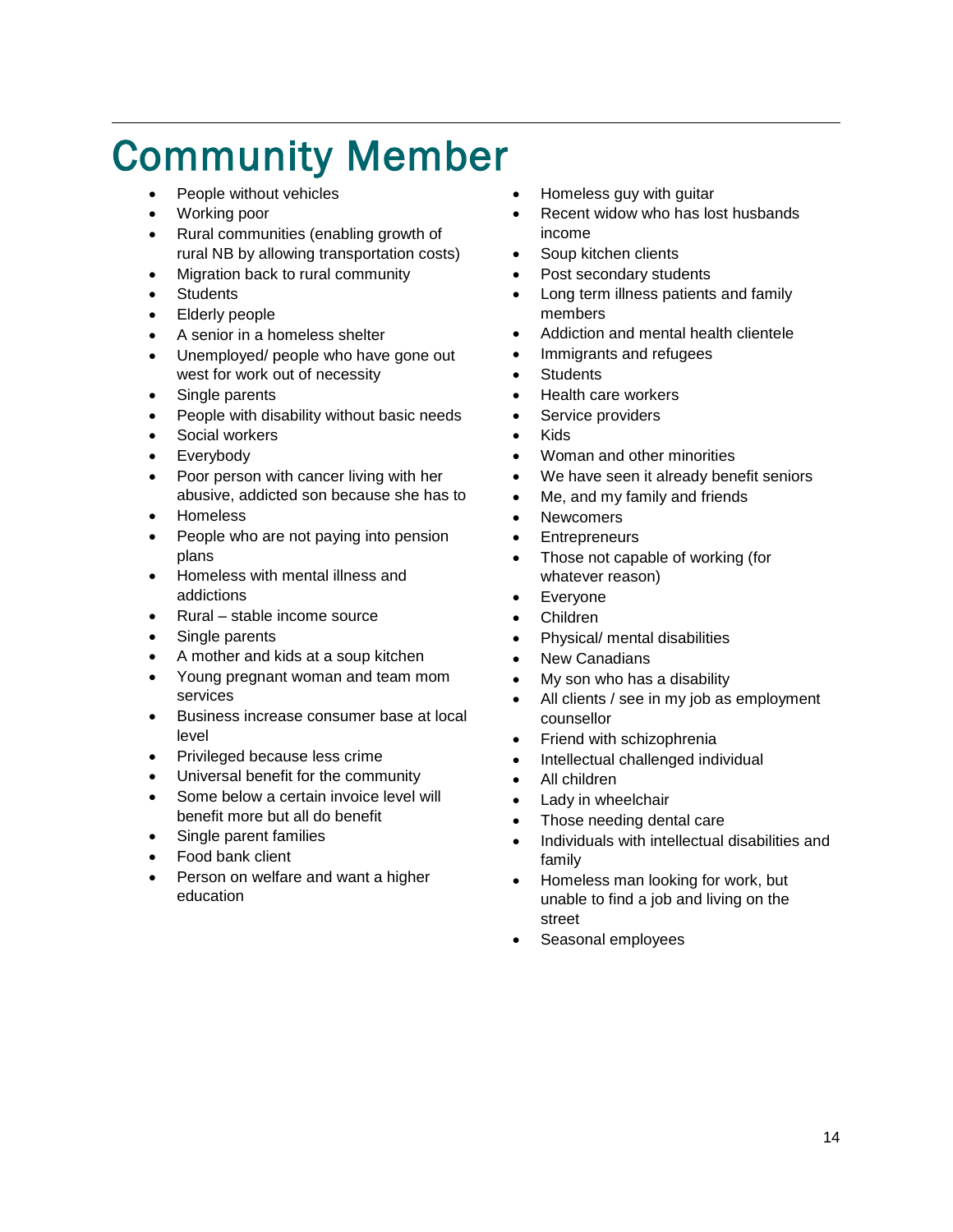# Community Member

- People without vehicles
- Working poor
- Rural communities (enabling growth of rural NB by allowing transportation costs)
- Migration back to rural community
- Students
- Elderly people
- A senior in a homeless shelter
- Unemployed/ people who have gone out west for work out of necessity
- Single parents
- People with disability without basic needs
- Social workers
- Everybody
- Poor person with cancer living with her abusive, addicted son because she has to
- Homeless
- People who are not paying into pension plans
- Homeless with mental illness and addictions
- Rural – stable income source
- Single parents
- A mother and kids at a soup kitchen
- Young pregnant woman and team mom services
- Business increase consumer base at local level
- Privileged because less crime
- Universal benefit for the community
- Some below a certain invoice level will benefit more but all do benefit
- Single parent families
- Food bank client
- Person on welfare and want a higher education
- Homeless guy with guitar
- Recent widow who has lost husbands income
- Soup kitchen clients
- Post secondary students
- Long term illness patients and family members
- Addiction and mental health clientele
- Immigrants and refugees
- Students
- Health care workers
- Service providers
- Kids
- Woman and other minorities
- We have seen it already benefit seniors
- Me, and my family and friends
- Newcomers
- Entrepreneurs
- Those not capable of working (for whatever reason)
- Everyone
- Children
- Physical/ mental disabilities
- New Canadians
- My son who has a disability
- All clients / see in my job as employment counsellor
- Friend with schizophrenia
- Intellectual challenged individual
- All children
- Lady in wheelchair
- Those needing dental care
- Individuals with intellectual disabilities and family
- Homeless man looking for work, but unable to find a job and living on the street
- Seasonal employees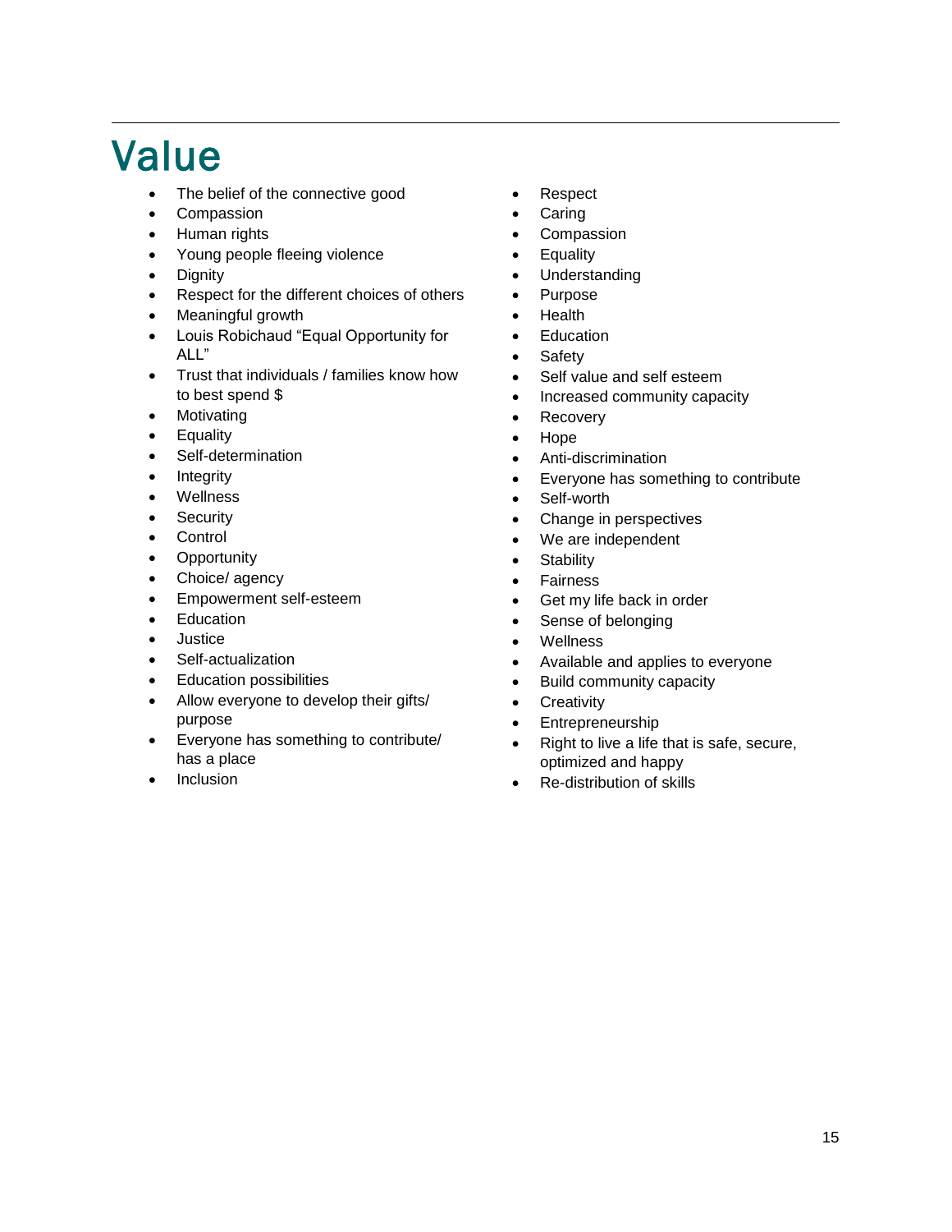# Value

- The belief of the connective good
- Compassion
- Human rights
- Young people fleeing violence
- Dignity
- Respect for the different choices of others
- Meaningful growth
- Louis Robichaud "Equal Opportunity for ALL"
- Trust that individuals / families know how to best spend $
- Motivating
- Equality
- Self-determination
- Integrity
- Wellness
- Security
- Control
- Opportunity
- Choice/ agency
- Empowerment self-esteem
- Education
- Justice
- Self-actualization
- Education possibilities
- Allow everyone to develop their gifts/ purpose
- Everyone has something to contribute/ has a place
- Inclusion
- Respect
- Caring
- Compassion
- Equality
- Understanding
- Purpose
- Health
- Education
- Safety
- Self value and self esteem
- Increased community capacity
- Recovery
- Hope
- Anti-discrimination
- Everyone has something to contribute
- Self-worth
- Change in perspectives
- We are independent
- Stability
- Fairness
- Get my life back in order
- Sense of belonging
- Wellness
- Available and applies to everyone
- Build community capacity
- Creativity
- Entrepreneurship
- Right to live a life that is safe, secure, optimized and happy
- Re-distribution of skills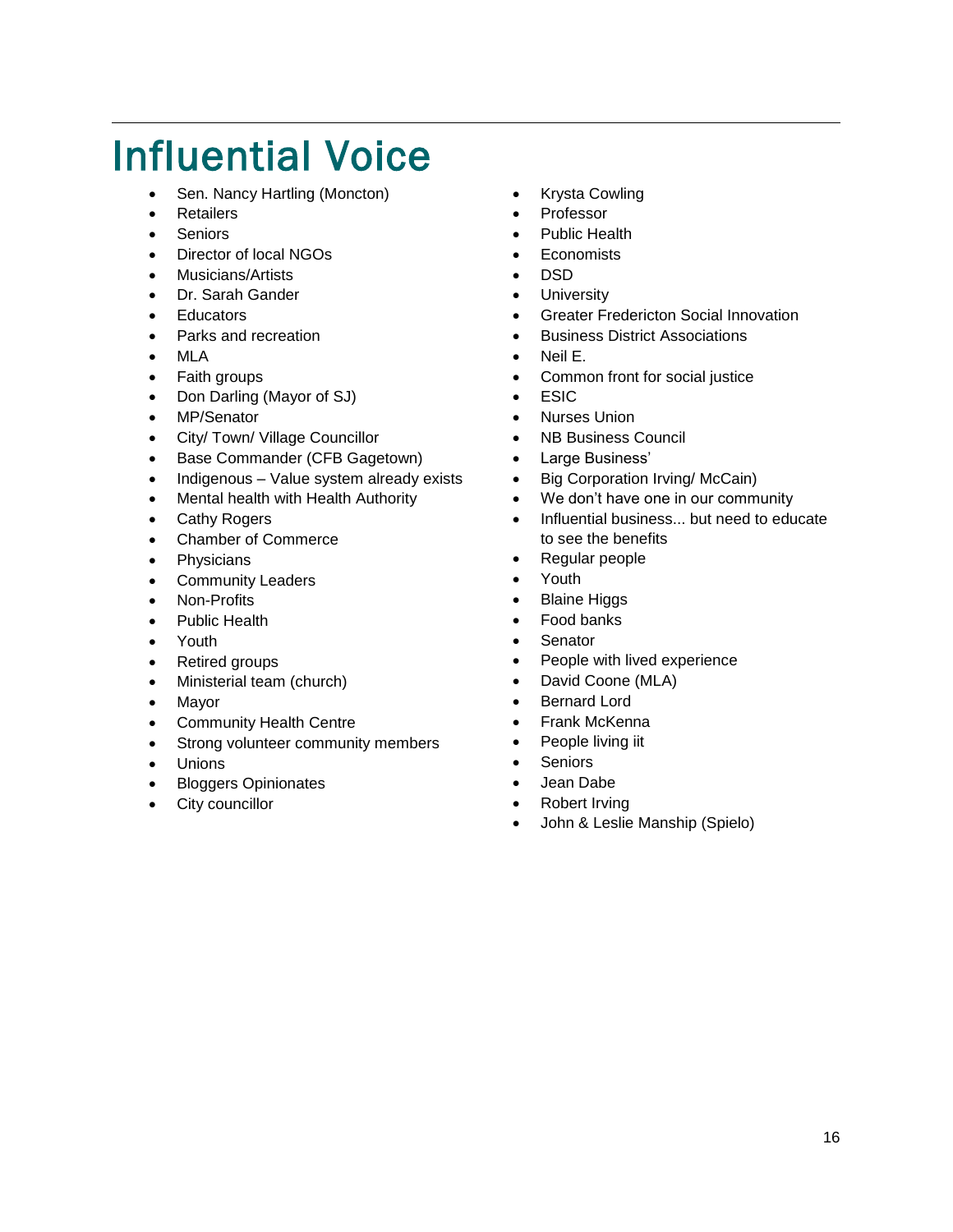# Influential Voice

- Sen. Nancy Hartling (Moncton)
- Retailers
- Seniors
- Director of local NGOs
- Musicians/Artists
- Dr. Sarah Gander
- Educators
- Parks and recreation
- MLA
- Faith groups
- Don Darling (Mayor of SJ)
- MP/Senator
- City/ Town/ Village Councillor
- Base Commander (CFB Gagetown)
- Indigenous – Value system already exists
- Mental health with Health Authority
- Cathy Rogers
- Chamber of Commerce
- Physicians
- Community Leaders
- Non-Profits
- Public Health
- Youth
- Retired groups
- Ministerial team (church)
- Mayor
- Community Health Centre
- Strong volunteer community members
- Unions
- Bloggers Opinionates
- City councillor
- Krysta Cowling
- Professor
- Public Health
- Economists
- DSD
- University
- Greater Fredericton Social Innovation
- Business District Associations
- Neil E.
- Common front for social justice
- ESIC
- Nurses Union
- NB Business Council
- Large Business'
- Big Corporation Irving/ McCain)
- We don't have one in our community
- Influential business... but need to educate to see the benefits
- Regular people
- Youth
- Blaine Higgs
- Food banks
- Senator
- People with lived experience
- David Coone (MLA)
- Bernard Lord
- Frank McKenna
- People living iit
- Seniors
- Jean Dabe
- Robert Irving
- John & Leslie Manship (Spielo)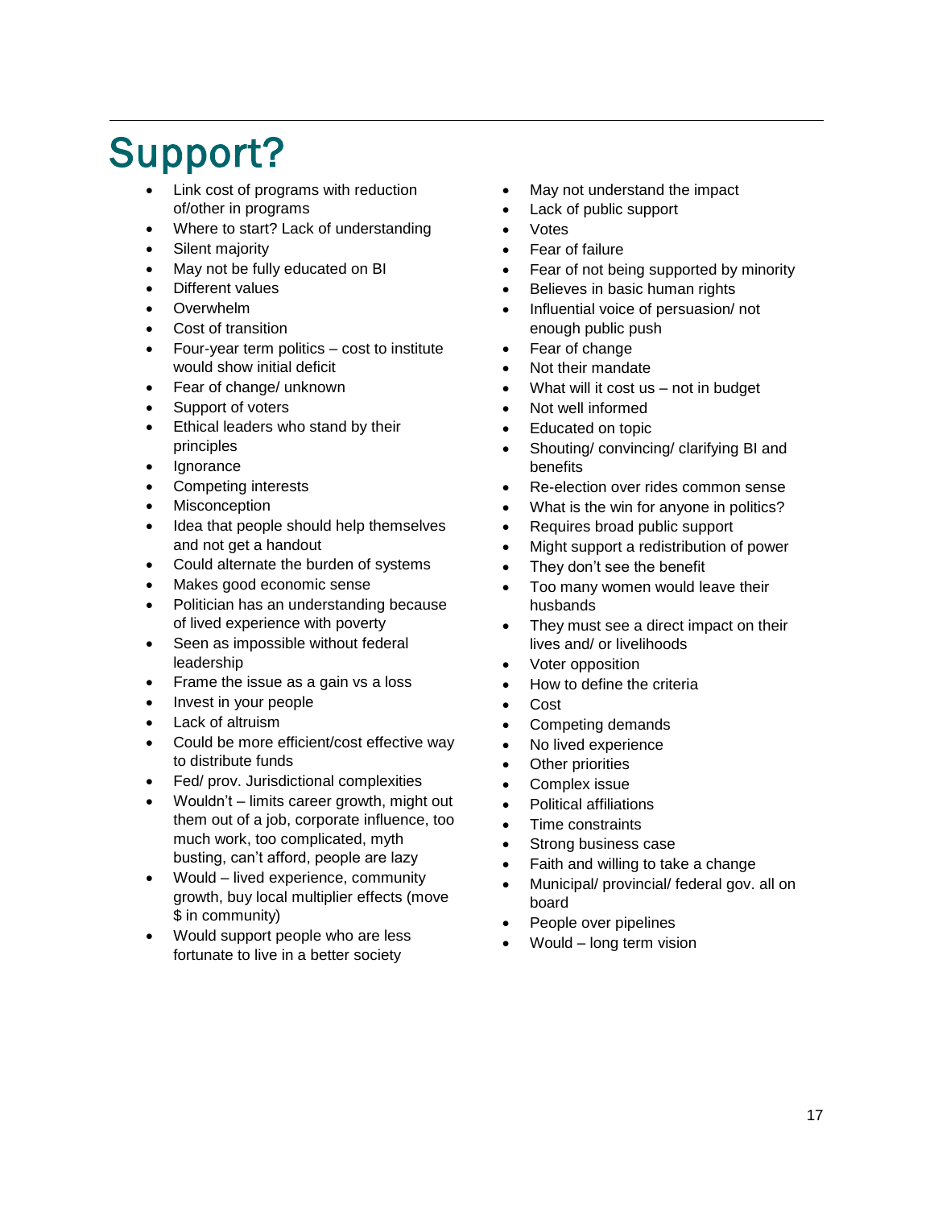# Support?

- Link cost of programs with reduction of/other in programs
- Where to start? Lack of understanding
- Silent majority
- May not be fully educated on BI
- Different values
- Overwhelm
- Cost of transition
- Four-year term politics – cost to institute would show initial deficit
- Fear of change/ unknown
- Support of voters
- Ethical leaders who stand by their principles
- Ignorance
- Competing interests
- Misconception
- Idea that people should help themselves and not get a handout
- Could alternate the burden of systems
- Makes good economic sense
- Politician has an understanding because of lived experience with poverty
- Seen as impossible without federal leadership
- Frame the issue as a gain vs a loss
- Invest in your people
- Lack of altruism
- Could be more efficient/cost effective way to distribute funds
- Fed/ prov. Jurisdictional complexities
- Wouldn't – limits career growth, might out them out of a job, corporate influence, too much work, too complicated, myth busting, can't afford, people are lazy
- Would – lived experience, community growth, buy local multiplier effects (move $ in community)
- Would support people who are less fortunate to live in a better society
- May not understand the impact
- Lack of public support
- Votes
- Fear of failure
- Fear of not being supported by minority
- Believes in basic human rights
- Influential voice of persuasion/ not enough public push
- Fear of change
- Not their mandate
- What will it cost us – not in budget
- Not well informed
- Educated on topic
- Shouting/ convincing/ clarifying BI and benefits
- Re-election over rides common sense
- What is the win for anyone in politics?
- Requires broad public support
- Might support a redistribution of power
- They don't see the benefit
- Too many women would leave their husbands
- They must see a direct impact on their lives and/ or livelihoods
- Voter opposition
- How to define the criteria
- Cost
- Competing demands
- No lived experience
- Other priorities
- Complex issue
- Political affiliations
- Time constraints
- Strong business case
- Faith and willing to take a change
- Municipal/ provincial/ federal gov. all on board
- People over pipelines
- Would – long term vision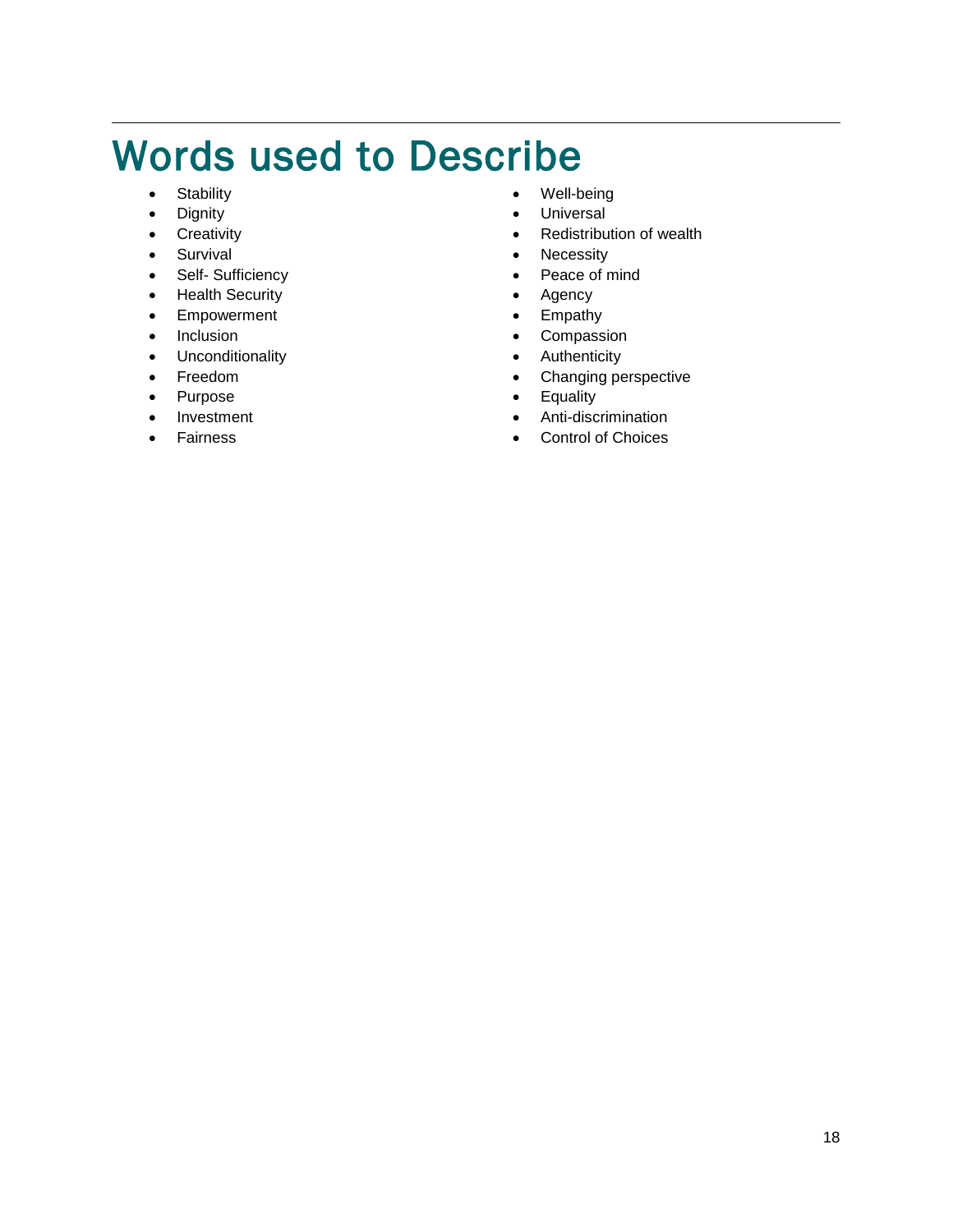# Words used to Describe

- Stability
- Dignity
- Creativity
- Survival
- Self- Sufficiency
- Health Security
- Empowerment
- Inclusion
- Unconditionality
- Freedom
- Purpose
- Investment
- Fairness
- Well-being
- Universal
- Redistribution of wealth
- Necessity
- Peace of mind
- Agency
- Empathy
- Compassion
- Authenticity
- Changing perspective
- Equality
- Anti-discrimination
- Control of Choices